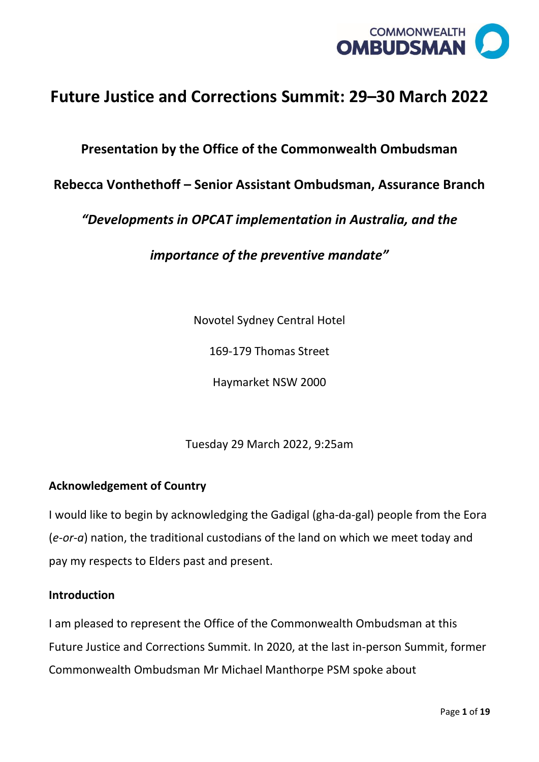# Future Justice and Corrections Summit: 29–30 March 2022

## Presentation by the Office of the Commonwealth Ombudsman

## Rebecca Vonthethoff – Senior Assistant Ombudsman, Assurance Branch

## *"Developments in OPCAT implementation in Australia, and the importance of the preventive mandate"*

Novotel Sydney Central Hotel

169-179 Thomas Street

Haymarket NSW 2000

Tuesday 29 March 2022, 9:25am

### Acknowledgement of Country

I would like to begin by acknowledging the Gadigal (gha-da-gal) people from the Eora (*e-or-a*) nation, the traditional custodians of the land on which we meet today and pay my respects to Elders past and present.

### Introduction

I am pleased to represent the Office of the Commonwealth Ombudsman at this Future Justice and Corrections Summit. In 2020, at the last in-person Summit, former Commonwealth Ombudsman Mr Michael Manthorpe PSM spoke about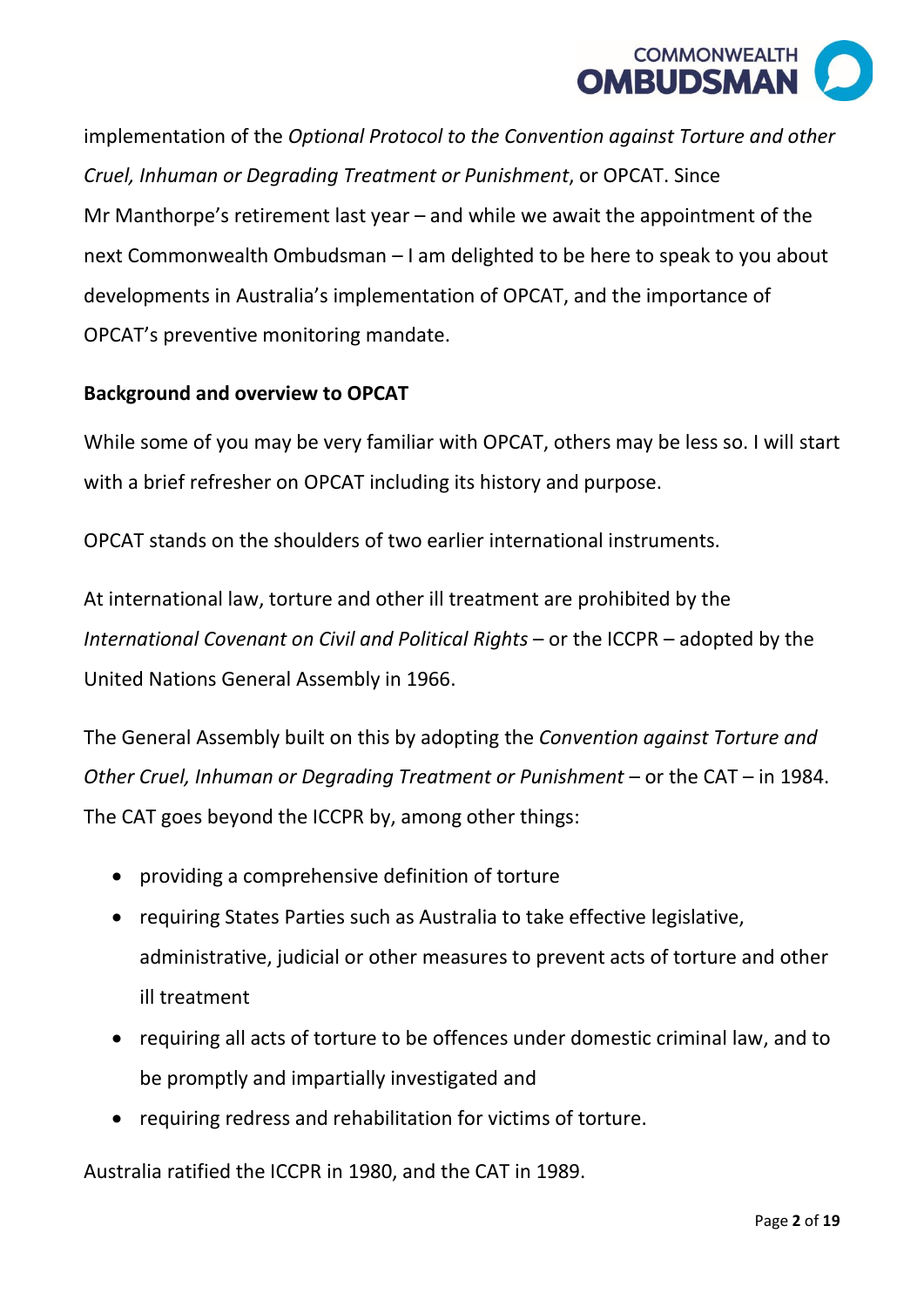implementation of the *Optional Protocol to the Convention against Torture and other Cruel, Inhuman or Degrading Treatment or Punishment*, or OPCAT. Since Mr Manthorpe's retirement last year – and while we await the appointment of the next Commonwealth Ombudsman – I am delighted to be here to speak to you about developments in Australia's implementation of OPCAT, and the importance of OPCAT's preventive monitoring mandate.

**Background and overview to OPCAT**

While some of you may be very familiar with OPCAT, others may be less so. I will start with a brief refresher on OPCAT including its history and purpose.

OPCAT stands on the shoulders of two earlier international instruments.

At international law, torture and other ill treatment are prohibited by the *International Covenant on Civil and Political Rights* – or the ICCPR – adopted by the United Nations General Assembly in 1966.

The General Assembly built on this by adopting the *Convention against Torture and Other Cruel, Inhuman or Degrading Treatment or Punishment* – or the CAT – in 1984. The CAT goes beyond the ICCPR by, among other things:

- providing a comprehensive definition of torture
- requiring States Parties such as Australia to take effective legislative, administrative, judicial or other measures to prevent acts of torture and other ill treatment
- requiring all acts of torture to be offences under domestic criminal law, and to be promptly and impartially investigated and
- requiring redress and rehabilitation for victims of torture.

Australia ratified the ICCPR in 1980, and the CAT in 1989.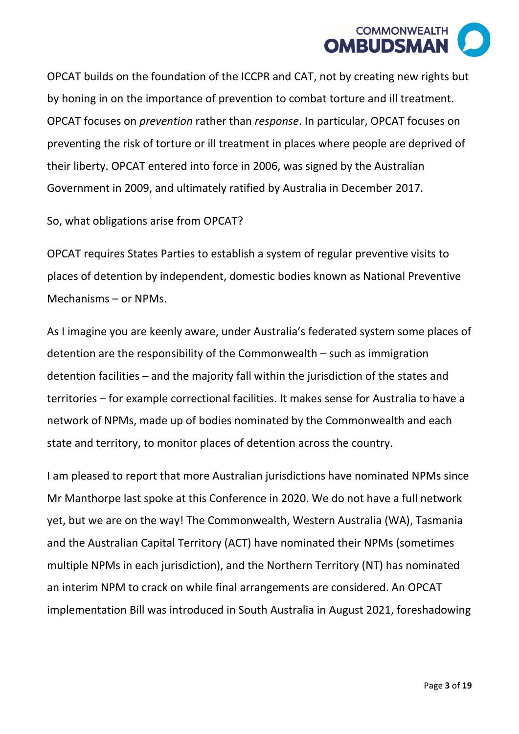OPCAT builds on the foundation of the ICCPR and CAT, not by creating new rights but by honing in on the importance of prevention to combat torture and ill treatment. OPCAT focuses on *prevention* rather than *response*. In particular, OPCAT focuses on preventing the risk of torture or ill treatment in places where people are deprived of their liberty. OPCAT entered into force in 2006, was signed by the Australian Government in 2009, and ultimately ratified by Australia in December 2017.

So, what obligations arise from OPCAT?

OPCAT requires States Parties to establish a system of regular preventive visits to places of detention by independent, domestic bodies known as National Preventive Mechanisms – or NPMs.

As I imagine you are keenly aware, under Australia's federated system some places of detention are the responsibility of the Commonwealth – such as immigration detention facilities – and the majority fall within the jurisdiction of the states and territories – for example correctional facilities. It makes sense for Australia to have a network of NPMs, made up of bodies nominated by the Commonwealth and each state and territory, to monitor places of detention across the country.

I am pleased to report that more Australian jurisdictions have nominated NPMs since Mr Manthorpe last spoke at this Conference in 2020. We do not have a full network yet, but we are on the way! The Commonwealth, Western Australia (WA), Tasmania and the Australian Capital Territory (ACT) have nominated their NPMs (sometimes multiple NPMs in each jurisdiction), and the Northern Territory (NT) has nominated an interim NPM to crack on while final arrangements are considered. An OPCAT implementation Bill was introduced in South Australia in August 2021, foreshadowing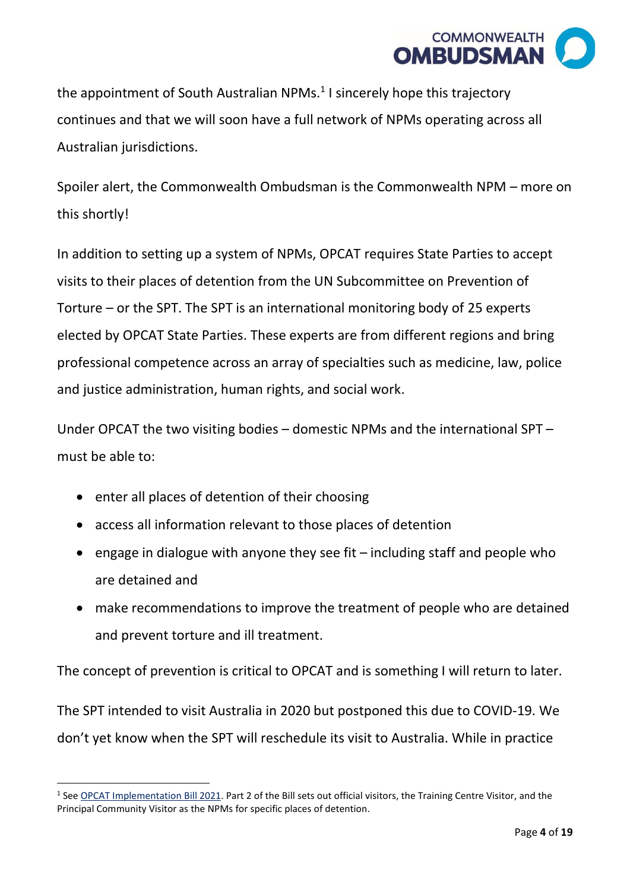the appointment of South Australian NPMs.[1] I sincerely hope this trajectory continues and that we will soon have a full network of NPMs operating across all Australian jurisdictions.

Spoiler alert, the Commonwealth Ombudsman is the Commonwealth NPM – more on this shortly!

In addition to setting up a system of NPMs, OPCAT requires State Parties to accept visits to their places of detention from the UN Subcommittee on Prevention of Torture – or the SPT. The SPT is an international monitoring body of 25 experts elected by OPCAT State Parties. These experts are from different regions and bring professional competence across an array of specialties such as medicine, law, police and justice administration, human rights, and social work.

Under OPCAT the two visiting bodies – domestic NPMs and the international SPT – must be able to:

- enter all places of detention of their choosing
- access all information relevant to those places of detention
- engage in dialogue with anyone they see fit – including staff and people who are detained and
- make recommendations to improve the treatment of people who are detained and prevent torture and ill treatment.

The concept of prevention is critical to OPCAT and is something I will return to later.

The SPT intended to visit Australia in 2020 but postponed this due to COVID-19. We don't yet know when the SPT will reschedule its visit to Australia. While in practice

---

[1] See OPCAT Implementation Bill 2021. Part 2 of the Bill sets out official visitors, the Training Centre Visitor, and the Principal Community Visitor as the NPMs for specific places of detention.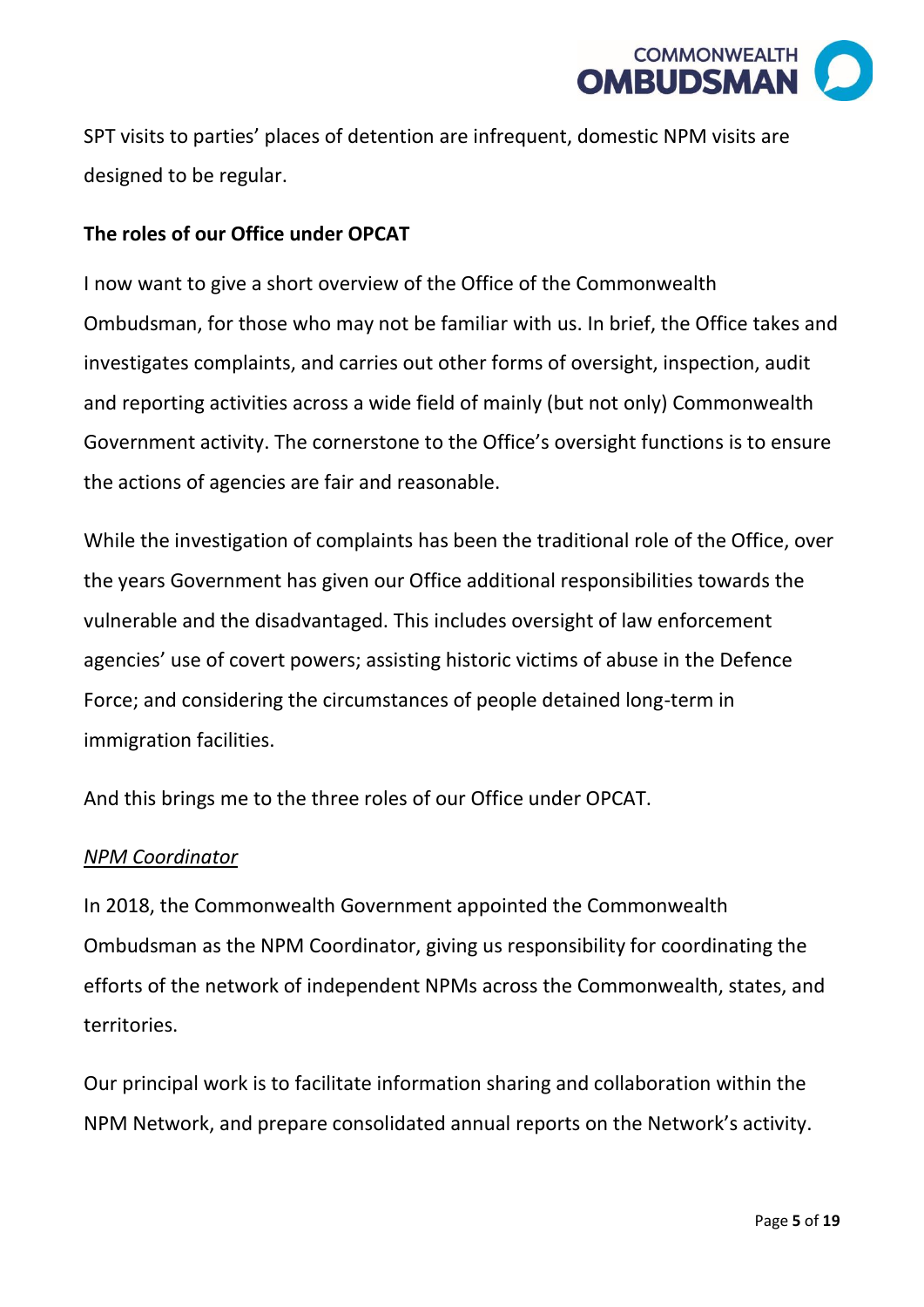SPT visits to parties' places of detention are infrequent, domestic NPM visits are designed to be regular.

**The roles of our Office under OPCAT**

I now want to give a short overview of the Office of the Commonwealth Ombudsman, for those who may not be familiar with us. In brief, the Office takes and investigates complaints, and carries out other forms of oversight, inspection, audit and reporting activities across a wide field of mainly (but not only) Commonwealth Government activity. The cornerstone to the Office's oversight functions is to ensure the actions of agencies are fair and reasonable.

While the investigation of complaints has been the traditional role of the Office, over the years Government has given our Office additional responsibilities towards the vulnerable and the disadvantaged. This includes oversight of law enforcement agencies' use of covert powers; assisting historic victims of abuse in the Defence Force; and considering the circumstances of people detained long-term in immigration facilities.

And this brings me to the three roles of our Office under OPCAT.

*NPM Coordinator*

In 2018, the Commonwealth Government appointed the Commonwealth Ombudsman as the NPM Coordinator, giving us responsibility for coordinating the efforts of the network of independent NPMs across the Commonwealth, states, and territories.

Our principal work is to facilitate information sharing and collaboration within the NPM Network, and prepare consolidated annual reports on the Network's activity.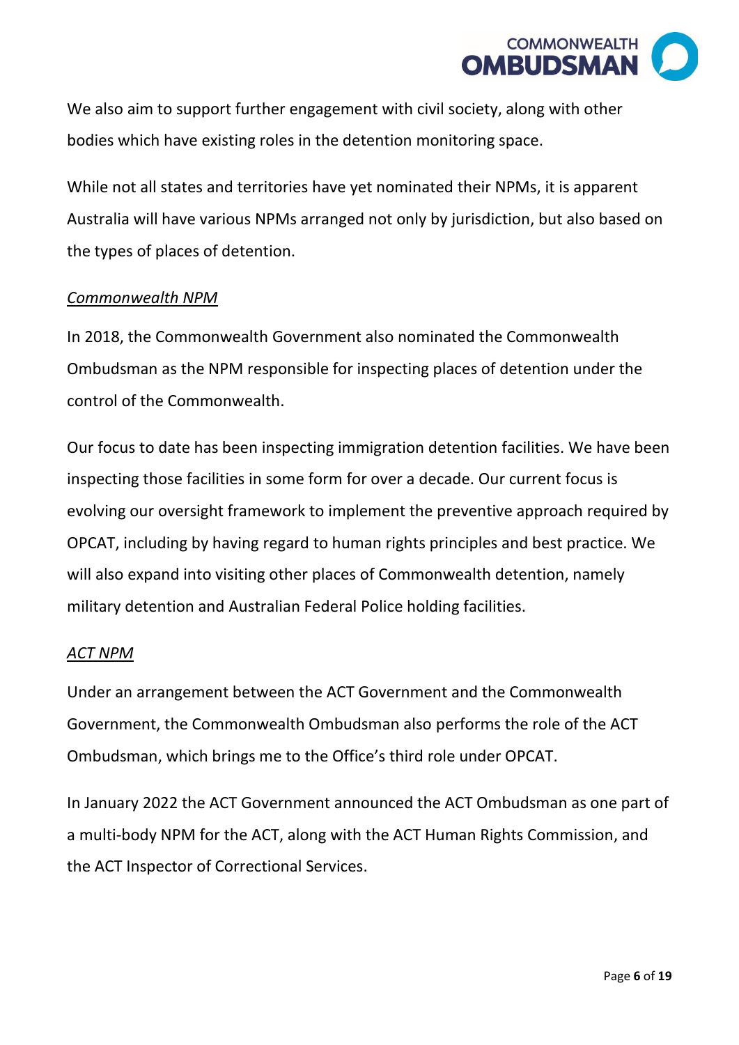We also aim to support further engagement with civil society, along with other bodies which have existing roles in the detention monitoring space.

While not all states and territories have yet nominated their NPMs, it is apparent Australia will have various NPMs arranged not only by jurisdiction, but also based on the types of places of detention.

*Commonwealth NPM*

In 2018, the Commonwealth Government also nominated the Commonwealth Ombudsman as the NPM responsible for inspecting places of detention under the control of the Commonwealth.

Our focus to date has been inspecting immigration detention facilities. We have been inspecting those facilities in some form for over a decade. Our current focus is evolving our oversight framework to implement the preventive approach required by OPCAT, including by having regard to human rights principles and best practice. We will also expand into visiting other places of Commonwealth detention, namely military detention and Australian Federal Police holding facilities.

*ACT NPM*

Under an arrangement between the ACT Government and the Commonwealth Government, the Commonwealth Ombudsman also performs the role of the ACT Ombudsman, which brings me to the Office's third role under OPCAT.

In January 2022 the ACT Government announced the ACT Ombudsman as one part of a multi-body NPM for the ACT, along with the ACT Human Rights Commission, and the ACT Inspector of Correctional Services.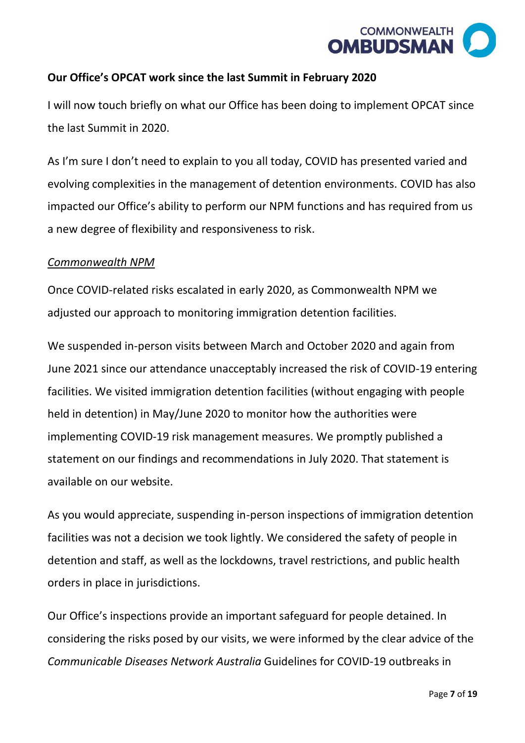**Our Office's OPCAT work since the last Summit in February 2020**

I will now touch briefly on what our Office has been doing to implement OPCAT since the last Summit in 2020.

As I'm sure I don't need to explain to you all today, COVID has presented varied and evolving complexities in the management of detention environments. COVID has also impacted our Office's ability to perform our NPM functions and has required from us a new degree of flexibility and responsiveness to risk.

*Commonwealth NPM*

Once COVID-related risks escalated in early 2020, as Commonwealth NPM we adjusted our approach to monitoring immigration detention facilities.

We suspended in-person visits between March and October 2020 and again from June 2021 since our attendance unacceptably increased the risk of COVID-19 entering facilities. We visited immigration detention facilities (without engaging with people held in detention) in May/June 2020 to monitor how the authorities were implementing COVID-19 risk management measures. We promptly published a statement on our findings and recommendations in July 2020. That statement is available on our website.

As you would appreciate, suspending in-person inspections of immigration detention facilities was not a decision we took lightly. We considered the safety of people in detention and staff, as well as the lockdowns, travel restrictions, and public health orders in place in jurisdictions.

Our Office's inspections provide an important safeguard for people detained. In considering the risks posed by our visits, we were informed by the clear advice of the *Communicable Diseases Network Australia* Guidelines for COVID-19 outbreaks in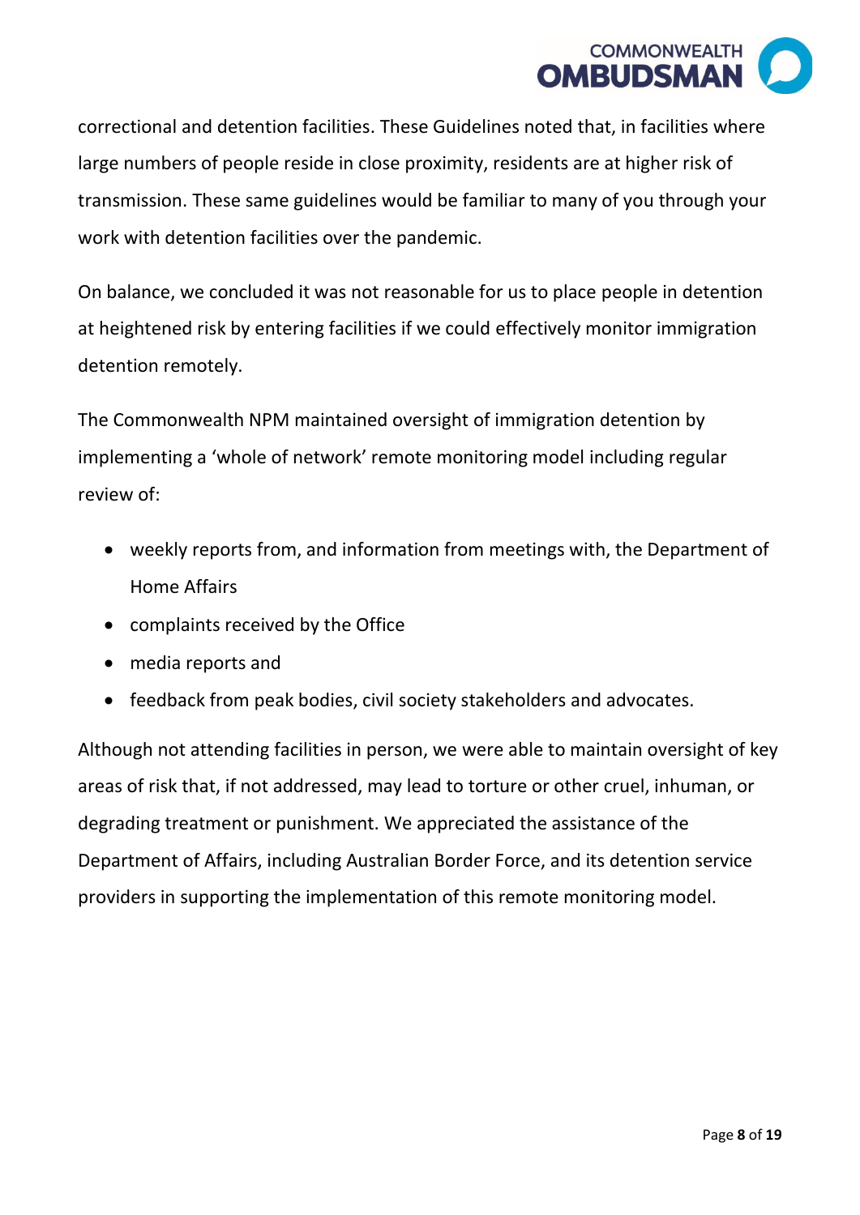correctional and detention facilities. These Guidelines noted that, in facilities where large numbers of people reside in close proximity, residents are at higher risk of transmission. These same guidelines would be familiar to many of you through your work with detention facilities over the pandemic.

On balance, we concluded it was not reasonable for us to place people in detention at heightened risk by entering facilities if we could effectively monitor immigration detention remotely.

The Commonwealth NPM maintained oversight of immigration detention by implementing a 'whole of network' remote monitoring model including regular review of:

- weekly reports from, and information from meetings with, the Department of Home Affairs
- complaints received by the Office
- media reports and
- feedback from peak bodies, civil society stakeholders and advocates.

Although not attending facilities in person, we were able to maintain oversight of key areas of risk that, if not addressed, may lead to torture or other cruel, inhuman, or degrading treatment or punishment. We appreciated the assistance of the Department of Affairs, including Australian Border Force, and its detention service providers in supporting the implementation of this remote monitoring model.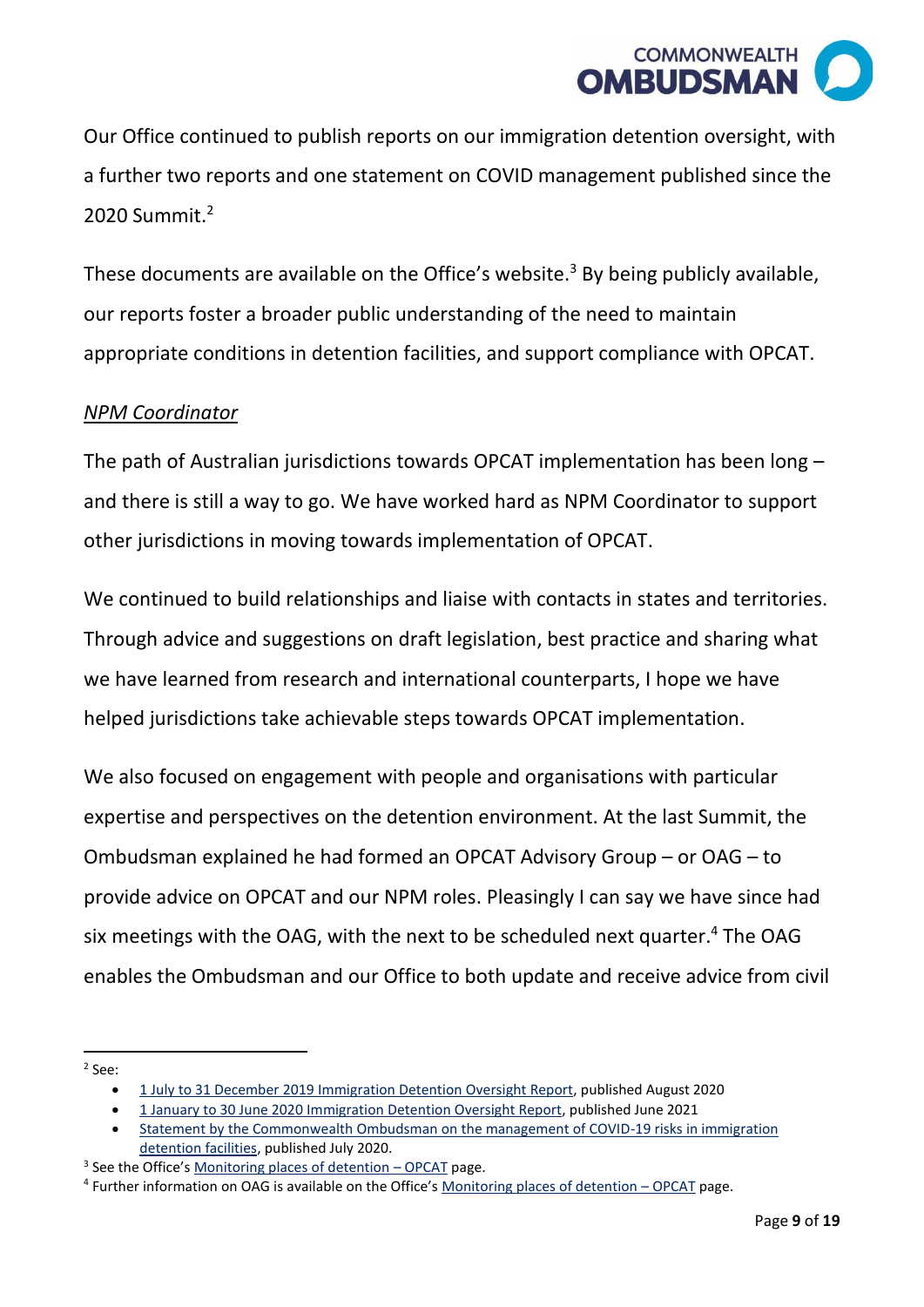Our Office continued to publish reports on our immigration detention oversight, with a further two reports and one statement on COVID management published since the 2020 Summit.[2]

These documents are available on the Office's website.[3] By being publicly available, our reports foster a broader public understanding of the need to maintain appropriate conditions in detention facilities, and support compliance with OPCAT.

*NPM Coordinator*

The path of Australian jurisdictions towards OPCAT implementation has been long – and there is still a way to go. We have worked hard as NPM Coordinator to support other jurisdictions in moving towards implementation of OPCAT.

We continued to build relationships and liaise with contacts in states and territories. Through advice and suggestions on draft legislation, best practice and sharing what we have learned from research and international counterparts, I hope we have helped jurisdictions take achievable steps towards OPCAT implementation.

We also focused on engagement with people and organisations with particular expertise and perspectives on the detention environment. At the last Summit, the Ombudsman explained he had formed an OPCAT Advisory Group – or OAG – to provide advice on OPCAT and our NPM roles. Pleasingly I can say we have since had six meetings with the OAG, with the next to be scheduled next quarter.[4] The OAG enables the Ombudsman and our Office to both update and receive advice from civil

---

[2] See:

- 1 July to 31 December 2019 Immigration Detention Oversight Report, published August 2020
- 1 January to 30 June 2020 Immigration Detention Oversight Report, published June 2021
- Statement by the Commonwealth Ombudsman on the management of COVID-19 risks in immigration detention facilities, published July 2020.

[3] See the Office's Monitoring places of detention – OPCAT page.

[4] Further information on OAG is available on the Office's Monitoring places of detention – OPCAT page.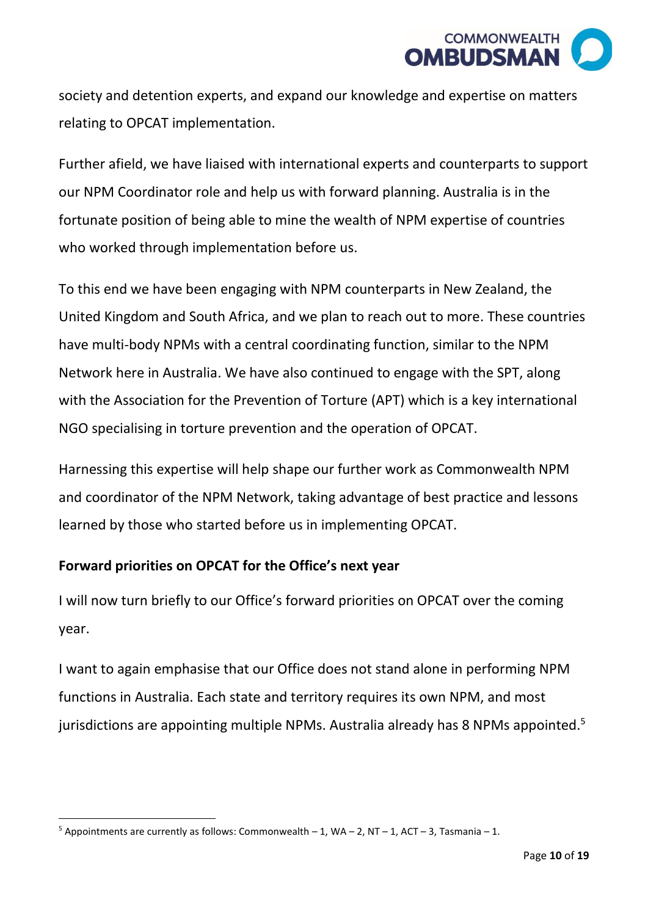society and detention experts, and expand our knowledge and expertise on matters relating to OPCAT implementation.

Further afield, we have liaised with international experts and counterparts to support our NPM Coordinator role and help us with forward planning. Australia is in the fortunate position of being able to mine the wealth of NPM expertise of countries who worked through implementation before us.

To this end we have been engaging with NPM counterparts in New Zealand, the United Kingdom and South Africa, and we plan to reach out to more. These countries have multi-body NPMs with a central coordinating function, similar to the NPM Network here in Australia. We have also continued to engage with the SPT, along with the Association for the Prevention of Torture (APT) which is a key international NGO specialising in torture prevention and the operation of OPCAT.

Harnessing this expertise will help shape our further work as Commonwealth NPM and coordinator of the NPM Network, taking advantage of best practice and lessons learned by those who started before us in implementing OPCAT.

**Forward priorities on OPCAT for the Office's next year**

I will now turn briefly to our Office's forward priorities on OPCAT over the coming year.

I want to again emphasise that our Office does not stand alone in performing NPM functions in Australia. Each state and territory requires its own NPM, and most jurisdictions are appointing multiple NPMs. Australia already has 8 NPMs appointed.[5]

[5] Appointments are currently as follows: Commonwealth – 1, WA – 2, NT – 1, ACT – 3, Tasmania – 1.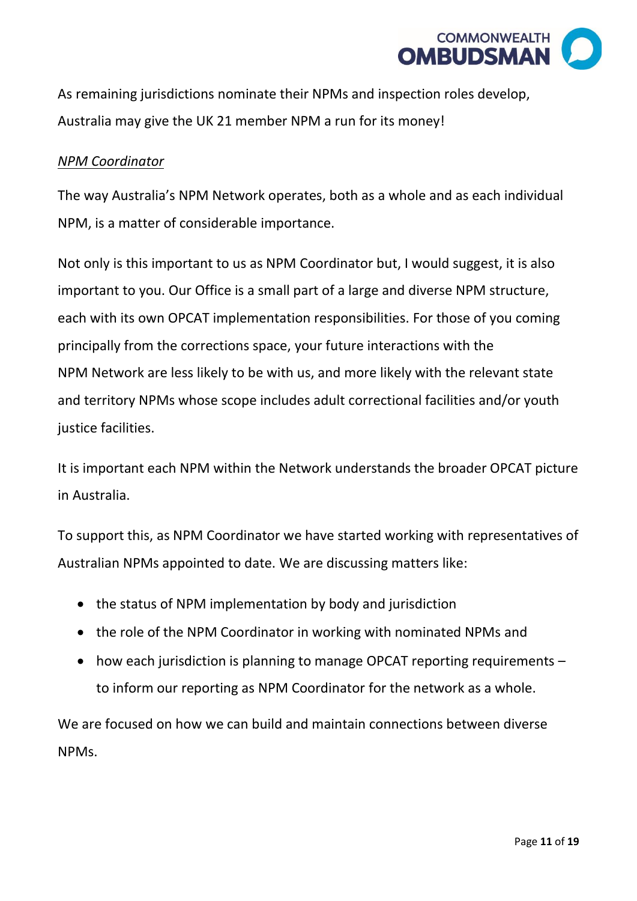As remaining jurisdictions nominate their NPMs and inspection roles develop, Australia may give the UK 21 member NPM a run for its money!

*NPM Coordinator*

The way Australia's NPM Network operates, both as a whole and as each individual NPM, is a matter of considerable importance.

Not only is this important to us as NPM Coordinator but, I would suggest, it is also important to you. Our Office is a small part of a large and diverse NPM structure, each with its own OPCAT implementation responsibilities. For those of you coming principally from the corrections space, your future interactions with the NPM Network are less likely to be with us, and more likely with the relevant state and territory NPMs whose scope includes adult correctional facilities and/or youth justice facilities.

It is important each NPM within the Network understands the broader OPCAT picture in Australia.

To support this, as NPM Coordinator we have started working with representatives of Australian NPMs appointed to date. We are discussing matters like:

- the status of NPM implementation by body and jurisdiction
- the role of the NPM Coordinator in working with nominated NPMs and
- how each jurisdiction is planning to manage OPCAT reporting requirements – to inform our reporting as NPM Coordinator for the network as a whole.

We are focused on how we can build and maintain connections between diverse NPMs.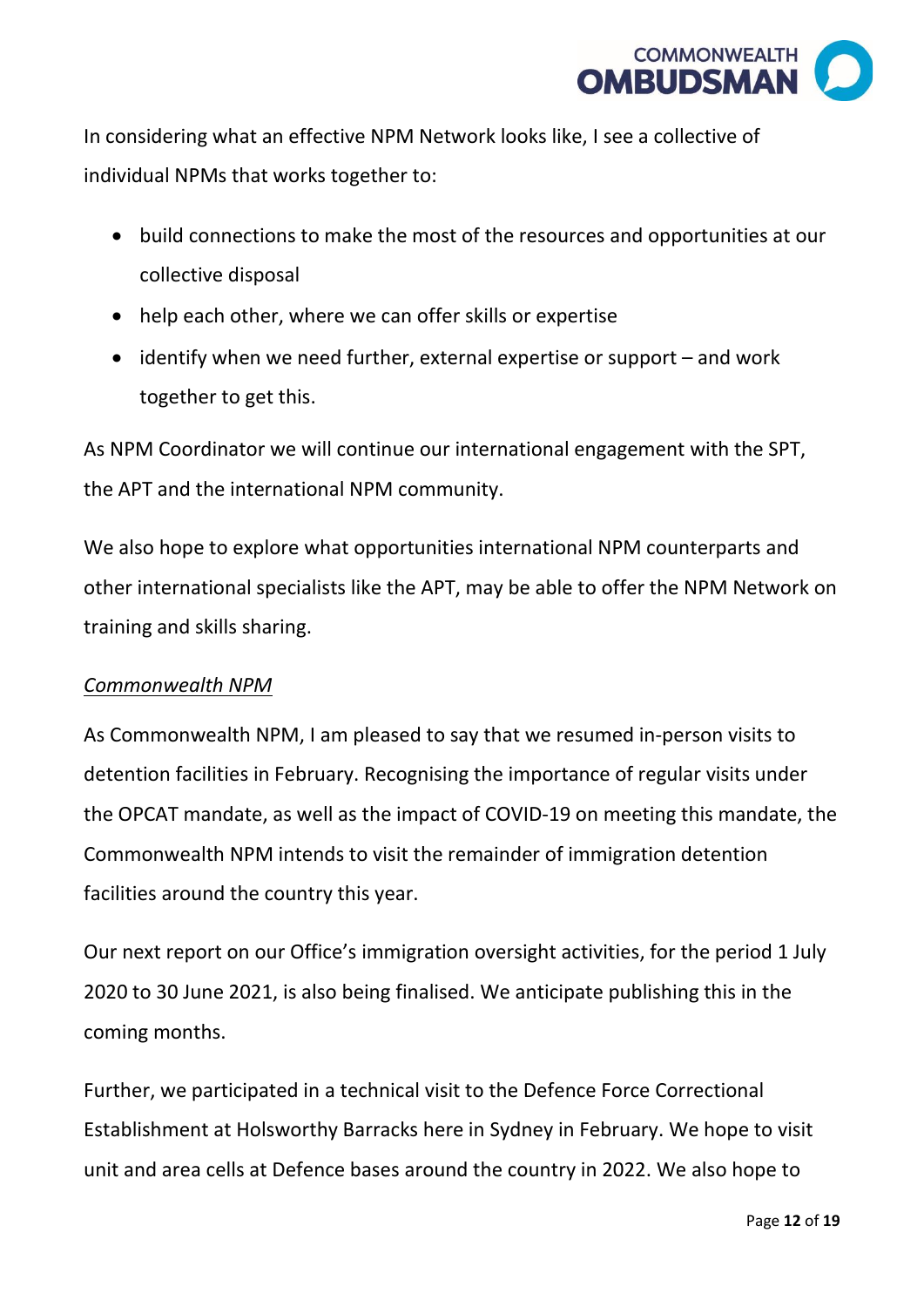In considering what an effective NPM Network looks like, I see a collective of individual NPMs that works together to:

- build connections to make the most of the resources and opportunities at our collective disposal
- help each other, where we can offer skills or expertise
- identify when we need further, external expertise or support – and work together to get this.

As NPM Coordinator we will continue our international engagement with the SPT, the APT and the international NPM community.

We also hope to explore what opportunities international NPM counterparts and other international specialists like the APT, may be able to offer the NPM Network on training and skills sharing.

*Commonwealth NPM*

As Commonwealth NPM, I am pleased to say that we resumed in-person visits to detention facilities in February. Recognising the importance of regular visits under the OPCAT mandate, as well as the impact of COVID-19 on meeting this mandate, the Commonwealth NPM intends to visit the remainder of immigration detention facilities around the country this year.

Our next report on our Office's immigration oversight activities, for the period 1 July 2020 to 30 June 2021, is also being finalised. We anticipate publishing this in the coming months.

Further, we participated in a technical visit to the Defence Force Correctional Establishment at Holsworthy Barracks here in Sydney in February. We hope to visit unit and area cells at Defence bases around the country in 2022. We also hope to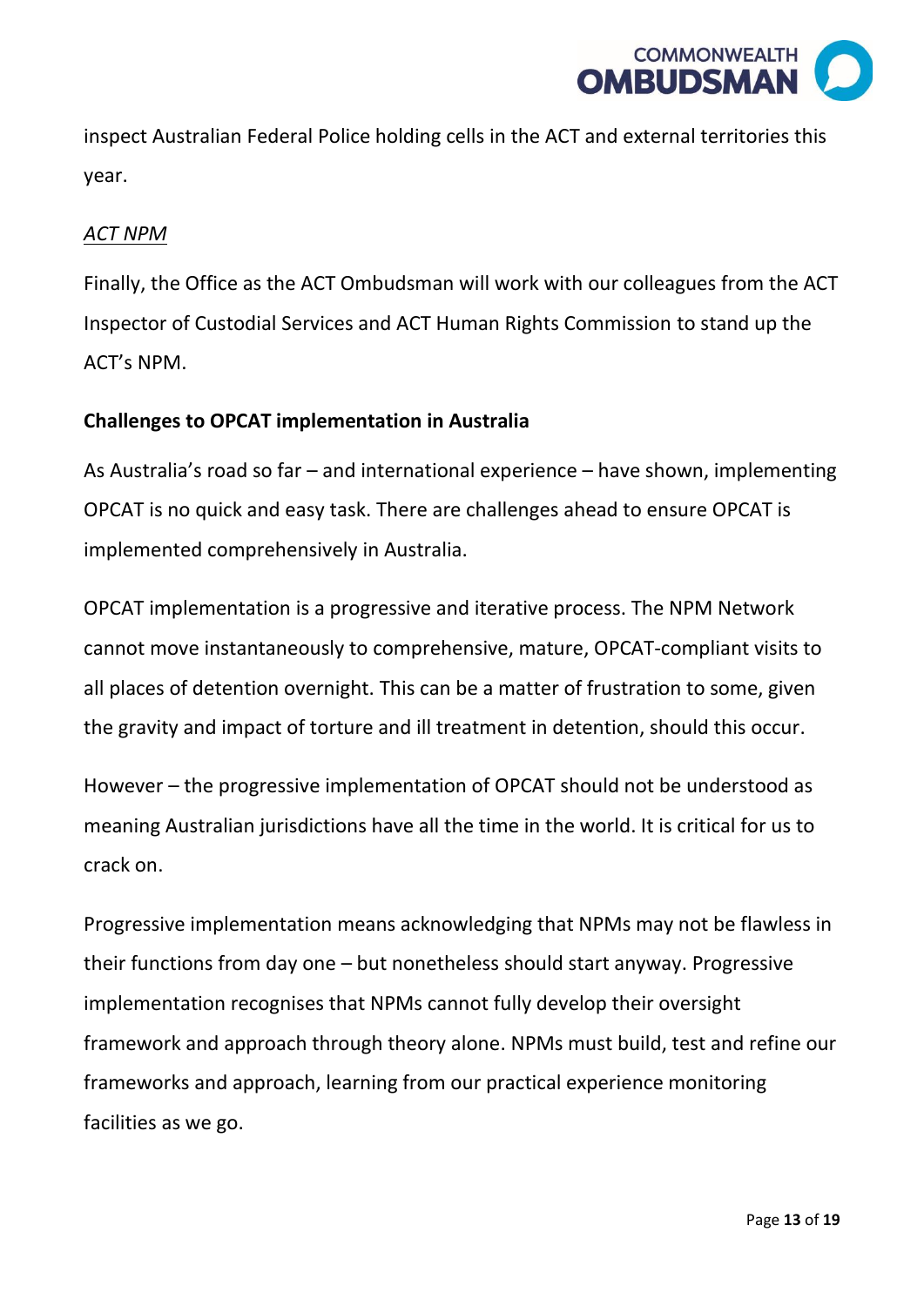inspect Australian Federal Police holding cells in the ACT and external territories this year.

*ACT NPM*

Finally, the Office as the ACT Ombudsman will work with our colleagues from the ACT Inspector of Custodial Services and ACT Human Rights Commission to stand up the ACT's NPM.

**Challenges to OPCAT implementation in Australia**

As Australia's road so far – and international experience – have shown, implementing OPCAT is no quick and easy task. There are challenges ahead to ensure OPCAT is implemented comprehensively in Australia.

OPCAT implementation is a progressive and iterative process. The NPM Network cannot move instantaneously to comprehensive, mature, OPCAT-compliant visits to all places of detention overnight. This can be a matter of frustration to some, given the gravity and impact of torture and ill treatment in detention, should this occur.

However – the progressive implementation of OPCAT should not be understood as meaning Australian jurisdictions have all the time in the world. It is critical for us to crack on.

Progressive implementation means acknowledging that NPMs may not be flawless in their functions from day one – but nonetheless should start anyway. Progressive implementation recognises that NPMs cannot fully develop their oversight framework and approach through theory alone. NPMs must build, test and refine our frameworks and approach, learning from our practical experience monitoring facilities as we go.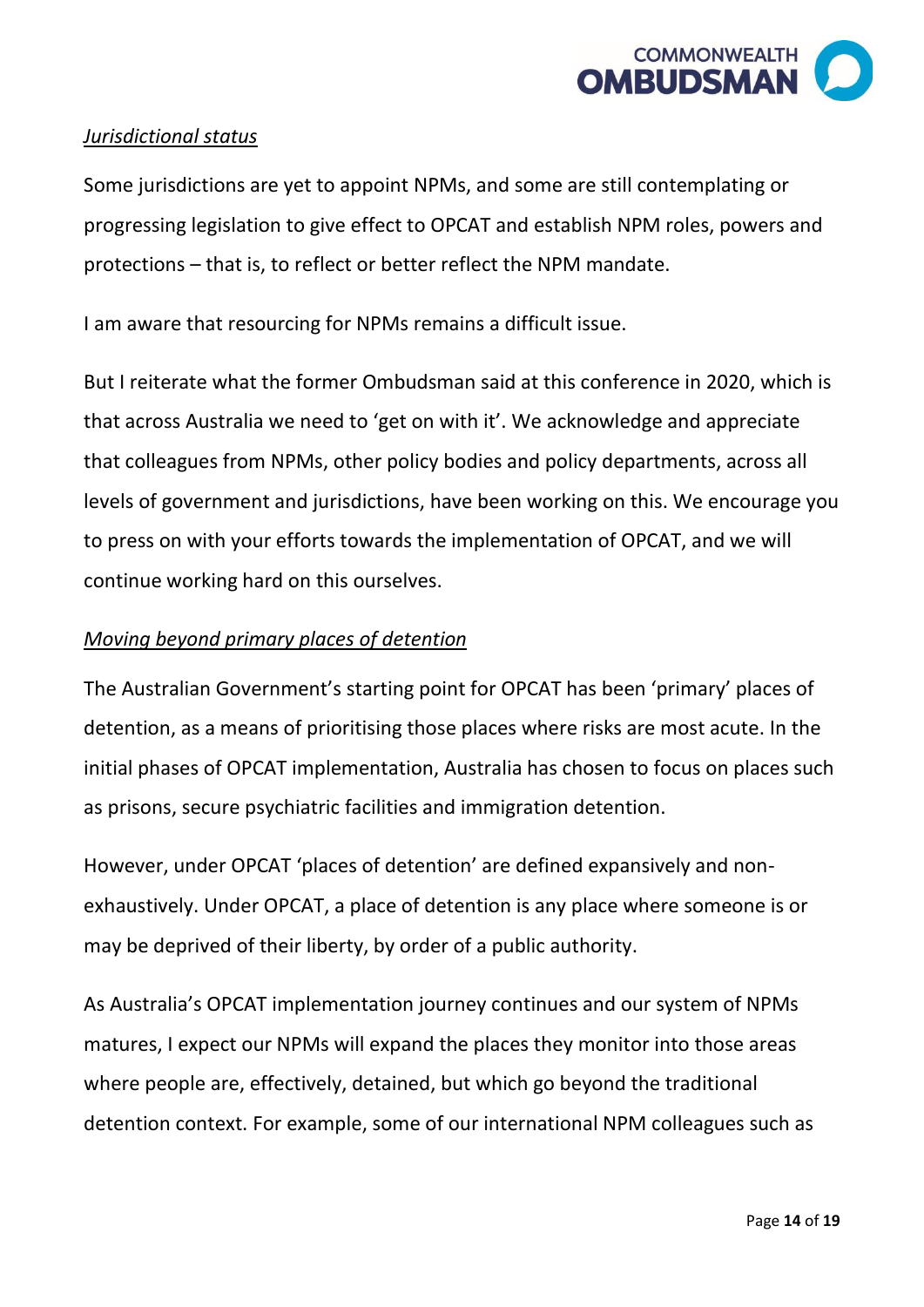*Jurisdictional status*

Some jurisdictions are yet to appoint NPMs, and some are still contemplating or progressing legislation to give effect to OPCAT and establish NPM roles, powers and protections – that is, to reflect or better reflect the NPM mandate.

I am aware that resourcing for NPMs remains a difficult issue.

But I reiterate what the former Ombudsman said at this conference in 2020, which is that across Australia we need to 'get on with it'. We acknowledge and appreciate that colleagues from NPMs, other policy bodies and policy departments, across all levels of government and jurisdictions, have been working on this. We encourage you to press on with your efforts towards the implementation of OPCAT, and we will continue working hard on this ourselves.

*Moving beyond primary places of detention*

The Australian Government's starting point for OPCAT has been 'primary' places of detention, as a means of prioritising those places where risks are most acute. In the initial phases of OPCAT implementation, Australia has chosen to focus on places such as prisons, secure psychiatric facilities and immigration detention.

However, under OPCAT 'places of detention' are defined expansively and non-exhaustively. Under OPCAT, a place of detention is any place where someone is or may be deprived of their liberty, by order of a public authority.

As Australia's OPCAT implementation journey continues and our system of NPMs matures, I expect our NPMs will expand the places they monitor into those areas where people are, effectively, detained, but which go beyond the traditional detention context. For example, some of our international NPM colleagues such as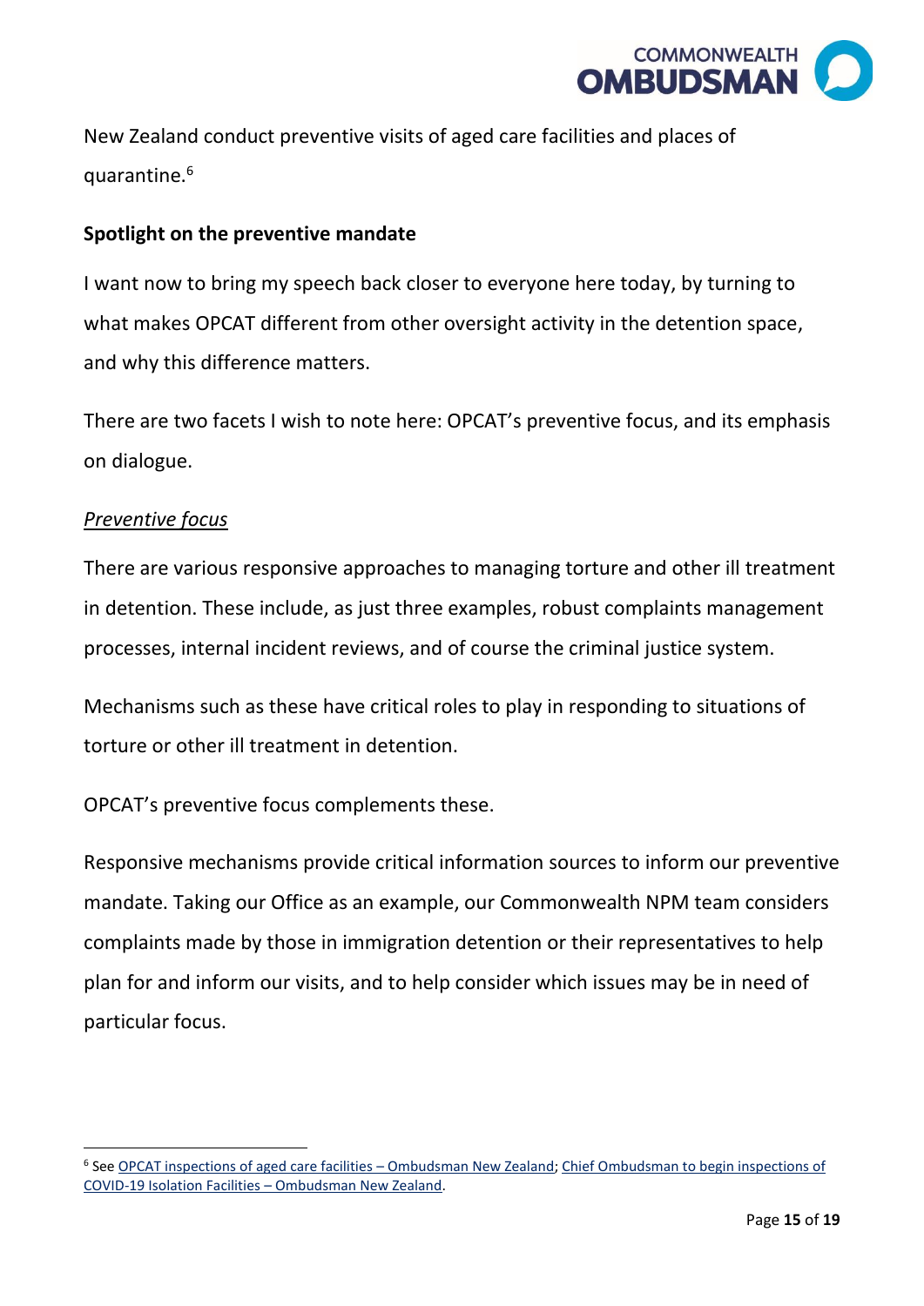New Zealand conduct preventive visits of aged care facilities and places of quarantine.[6]

**Spotlight on the preventive mandate**

I want now to bring my speech back closer to everyone here today, by turning to what makes OPCAT different from other oversight activity in the detention space, and why this difference matters.

There are two facets I wish to note here: OPCAT's preventive focus, and its emphasis on dialogue.

*Preventive focus*

There are various responsive approaches to managing torture and other ill treatment in detention. These include, as just three examples, robust complaints management processes, internal incident reviews, and of course the criminal justice system.

Mechanisms such as these have critical roles to play in responding to situations of torture or other ill treatment in detention.

OPCAT's preventive focus complements these.

Responsive mechanisms provide critical information sources to inform our preventive mandate. Taking our Office as an example, our Commonwealth NPM team considers complaints made by those in immigration detention or their representatives to help plan for and inform our visits, and to help consider which issues may be in need of particular focus.

---

[6] See OPCAT inspections of aged care facilities – Ombudsman New Zealand; Chief Ombudsman to begin inspections of COVID-19 Isolation Facilities – Ombudsman New Zealand.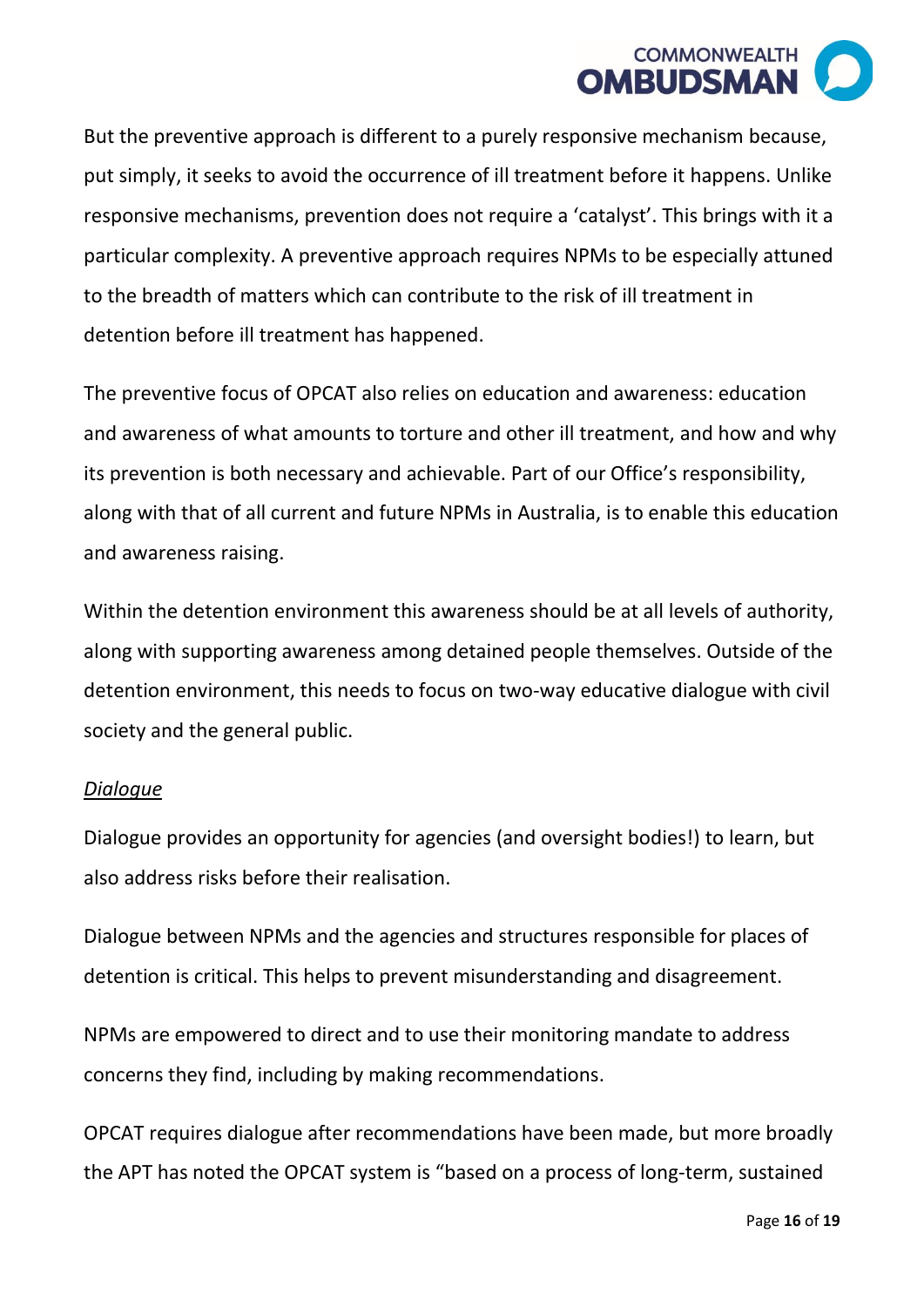But the preventive approach is different to a purely responsive mechanism because, put simply, it seeks to avoid the occurrence of ill treatment before it happens. Unlike responsive mechanisms, prevention does not require a 'catalyst'. This brings with it a particular complexity. A preventive approach requires NPMs to be especially attuned to the breadth of matters which can contribute to the risk of ill treatment in detention before ill treatment has happened.

The preventive focus of OPCAT also relies on education and awareness: education and awareness of what amounts to torture and other ill treatment, and how and why its prevention is both necessary and achievable. Part of our Office's responsibility, along with that of all current and future NPMs in Australia, is to enable this education and awareness raising.

Within the detention environment this awareness should be at all levels of authority, along with supporting awareness among detained people themselves. Outside of the detention environment, this needs to focus on two-way educative dialogue with civil society and the general public.

*Dialogue*

Dialogue provides an opportunity for agencies (and oversight bodies!) to learn, but also address risks before their realisation.

Dialogue between NPMs and the agencies and structures responsible for places of detention is critical. This helps to prevent misunderstanding and disagreement.

NPMs are empowered to direct and to use their monitoring mandate to address concerns they find, including by making recommendations.

OPCAT requires dialogue after recommendations have been made, but more broadly the APT has noted the OPCAT system is "based on a process of long-term, sustained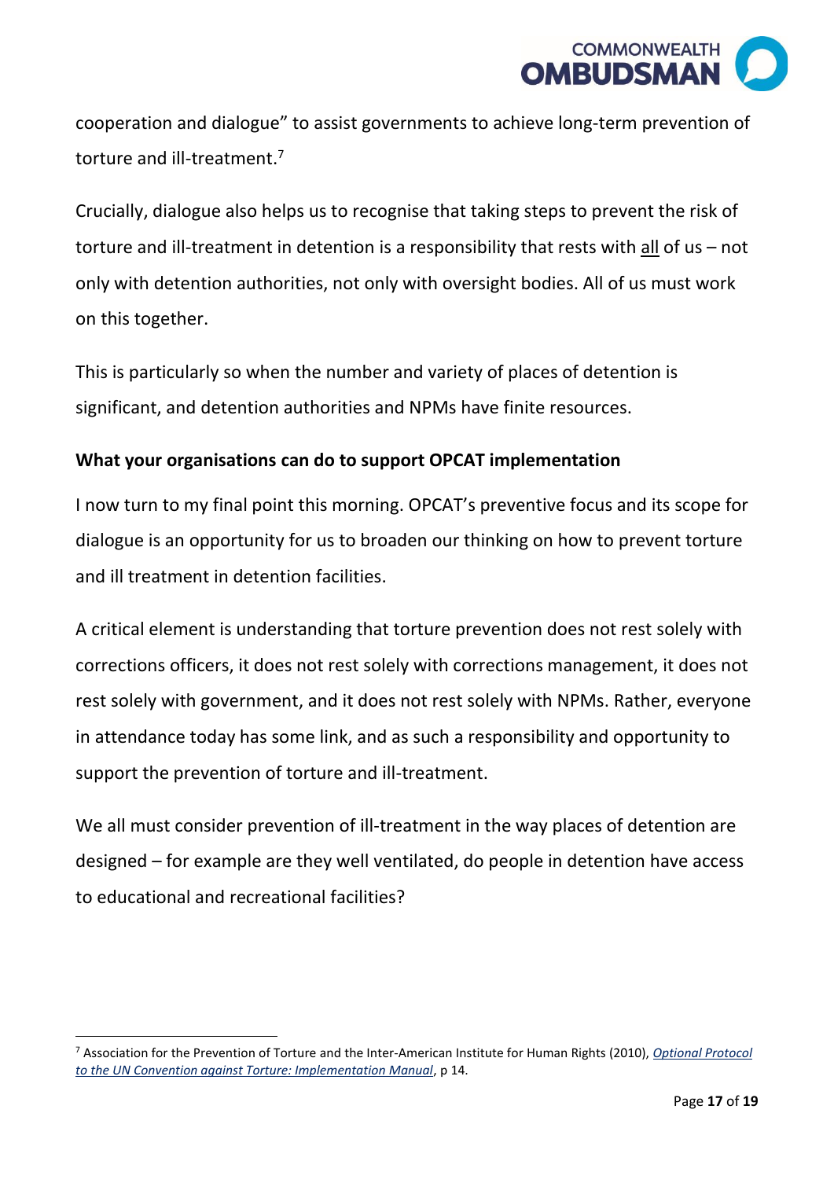cooperation and dialogue" to assist governments to achieve long-term prevention of torture and ill-treatment.[7]

Crucially, dialogue also helps us to recognise that taking steps to prevent the risk of torture and ill-treatment in detention is a responsibility that rests with <u>all</u> of us – not only with detention authorities, not only with oversight bodies. All of us must work on this together.

This is particularly so when the number and variety of places of detention is significant, and detention authorities and NPMs have finite resources.

**What your organisations can do to support OPCAT implementation**

I now turn to my final point this morning. OPCAT's preventive focus and its scope for dialogue is an opportunity for us to broaden our thinking on how to prevent torture and ill treatment in detention facilities.

A critical element is understanding that torture prevention does not rest solely with corrections officers, it does not rest solely with corrections management, it does not rest solely with government, and it does not rest solely with NPMs. Rather, everyone in attendance today has some link, and as such a responsibility and opportunity to support the prevention of torture and ill-treatment.

We all must consider prevention of ill-treatment in the way places of detention are designed – for example are they well ventilated, do people in detention have access to educational and recreational facilities?

---

[7] Association for the Prevention of Torture and the Inter-American Institute for Human Rights (2010), *Optional Protocol to the UN Convention against Torture: Implementation Manual*, p 14.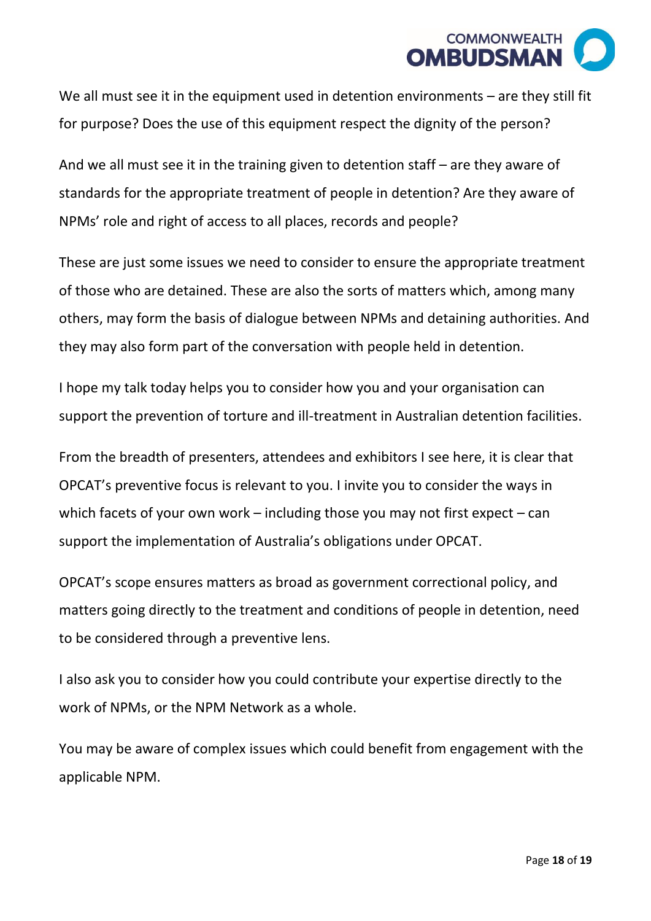We all must see it in the equipment used in detention environments – are they still fit for purpose? Does the use of this equipment respect the dignity of the person?

And we all must see it in the training given to detention staff – are they aware of standards for the appropriate treatment of people in detention? Are they aware of NPMs' role and right of access to all places, records and people?

These are just some issues we need to consider to ensure the appropriate treatment of those who are detained. These are also the sorts of matters which, among many others, may form the basis of dialogue between NPMs and detaining authorities. And they may also form part of the conversation with people held in detention.

I hope my talk today helps you to consider how you and your organisation can support the prevention of torture and ill-treatment in Australian detention facilities.

From the breadth of presenters, attendees and exhibitors I see here, it is clear that OPCAT's preventive focus is relevant to you. I invite you to consider the ways in which facets of your own work – including those you may not first expect – can support the implementation of Australia's obligations under OPCAT.

OPCAT's scope ensures matters as broad as government correctional policy, and matters going directly to the treatment and conditions of people in detention, need to be considered through a preventive lens.

I also ask you to consider how you could contribute your expertise directly to the work of NPMs, or the NPM Network as a whole.

You may be aware of complex issues which could benefit from engagement with the applicable NPM.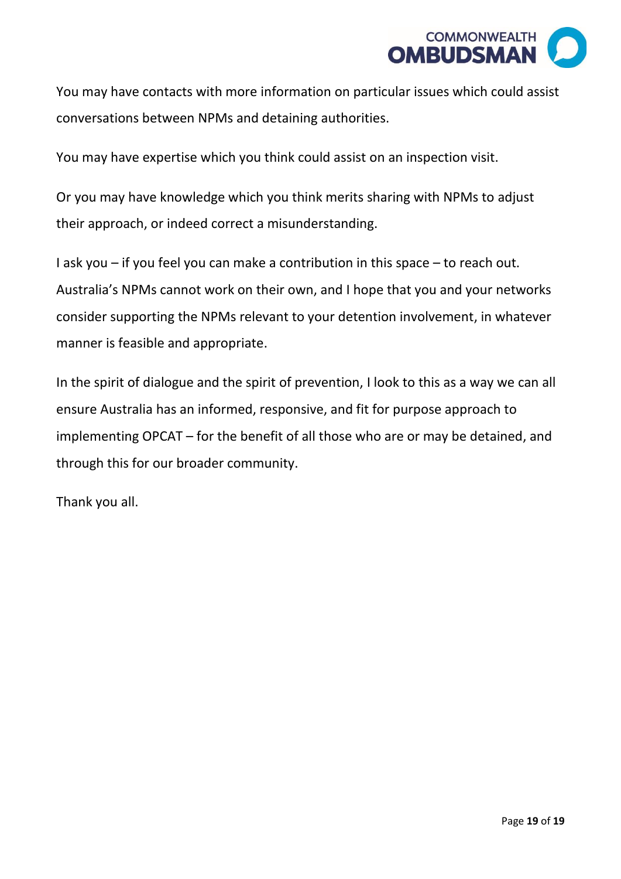You may have contacts with more information on particular issues which could assist conversations between NPMs and detaining authorities.

You may have expertise which you think could assist on an inspection visit.

Or you may have knowledge which you think merits sharing with NPMs to adjust their approach, or indeed correct a misunderstanding.

I ask you – if you feel you can make a contribution in this space – to reach out. Australia's NPMs cannot work on their own, and I hope that you and your networks consider supporting the NPMs relevant to your detention involvement, in whatever manner is feasible and appropriate.

In the spirit of dialogue and the spirit of prevention, I look to this as a way we can all ensure Australia has an informed, responsive, and fit for purpose approach to implementing OPCAT – for the benefit of all those who are or may be detained, and through this for our broader community.

Thank you all.